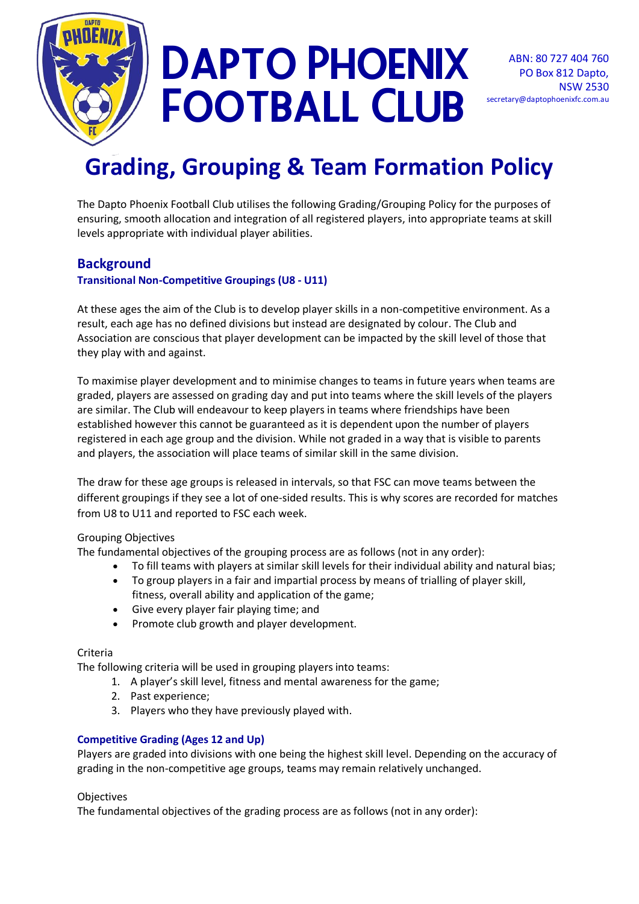# DAPTO PHOENIX FOOTBALL CLUB

ABN: 80 727 404 760
PO Box 812 Dapto,
NSW 2530
secretary@daptophoenixfc.com.au

# Grading, Grouping & Team Formation Policy

The Dapto Phoenix Football Club utilises the following Grading/Grouping Policy for the purposes of ensuring, smooth allocation and integration of all registered players, into appropriate teams at skill levels appropriate with individual player abilities.

## Background

### Transitional Non-Competitive Groupings (U8 - U11)

At these ages the aim of the Club is to develop player skills in a non-competitive environment. As a result, each age has no defined divisions but instead are designated by colour. The Club and Association are conscious that player development can be impacted by the skill level of those that they play with and against.

To maximise player development and to minimise changes to teams in future years when teams are graded, players are assessed on grading day and put into teams where the skill levels of the players are similar. The Club will endeavour to keep players in teams where friendships have been established however this cannot be guaranteed as it is dependent upon the number of players registered in each age group and the division. While not graded in a way that is visible to parents and players, the association will place teams of similar skill in the same division.

The draw for these age groups is released in intervals, so that FSC can move teams between the different groupings if they see a lot of one-sided results. This is why scores are recorded for matches from U8 to U11 and reported to FSC each week.

Grouping Objectives

The fundamental objectives of the grouping process are as follows (not in any order):

- To fill teams with players at similar skill levels for their individual ability and natural bias;
- To group players in a fair and impartial process by means of trialling of player skill, fitness, overall ability and application of the game;
- Give every player fair playing time; and
- Promote club growth and player development.

Criteria

The following criteria will be used in grouping players into teams:

1. A player's skill level, fitness and mental awareness for the game;
2. Past experience;
3. Players who they have previously played with.

### Competitive Grading (Ages 12 and Up)

Players are graded into divisions with one being the highest skill level. Depending on the accuracy of grading in the non-competitive age groups, teams may remain relatively unchanged.

Objectives

The fundamental objectives of the grading process are as follows (not in any order):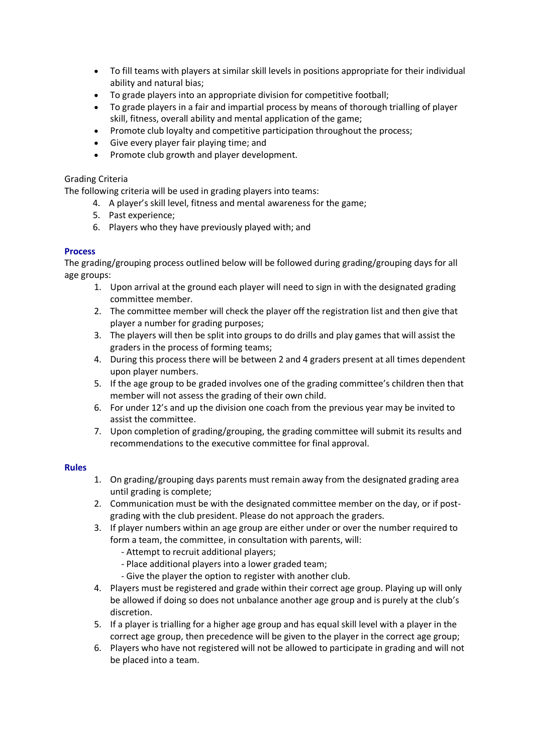- To fill teams with players at similar skill levels in positions appropriate for their individual ability and natural bias;
- To grade players into an appropriate division for competitive football;
- To grade players in a fair and impartial process by means of thorough trialling of player skill, fitness, overall ability and mental application of the game;
- Promote club loyalty and competitive participation throughout the process;
- Give every player fair playing time; and
- Promote club growth and player development.

Grading Criteria

The following criteria will be used in grading players into teams:

4. A player's skill level, fitness and mental awareness for the game;
5. Past experience;
6. Players who they have previously played with; and

### Process

The grading/grouping process outlined below will be followed during grading/grouping days for all age groups:

1. Upon arrival at the ground each player will need to sign in with the designated grading committee member.
2. The committee member will check the player off the registration list and then give that player a number for grading purposes;
3. The players will then be split into groups to do drills and play games that will assist the graders in the process of forming teams;
4. During this process there will be between 2 and 4 graders present at all times dependent upon player numbers.
5. If the age group to be graded involves one of the grading committee's children then that member will not assess the grading of their own child.
6. For under 12's and up the division one coach from the previous year may be invited to assist the committee.
7. Upon completion of grading/grouping, the grading committee will submit its results and recommendations to the executive committee for final approval.

### Rules

1. On grading/grouping days parents must remain away from the designated grading area until grading is complete;
2. Communication must be with the designated committee member on the day, or if post-grading with the club president. Please do not approach the graders.
3. If player numbers within an age group are either under or over the number required to form a team, the committee, in consultation with parents, will:
   - Attempt to recruit additional players;
   - Place additional players into a lower graded team;
   - Give the player the option to register with another club.
4. Players must be registered and grade within their correct age group. Playing up will only be allowed if doing so does not unbalance another age group and is purely at the club's discretion.
5. If a player is trialling for a higher age group and has equal skill level with a player in the correct age group, then precedence will be given to the player in the correct age group;
6. Players who have not registered will not be allowed to participate in grading and will not be placed into a team.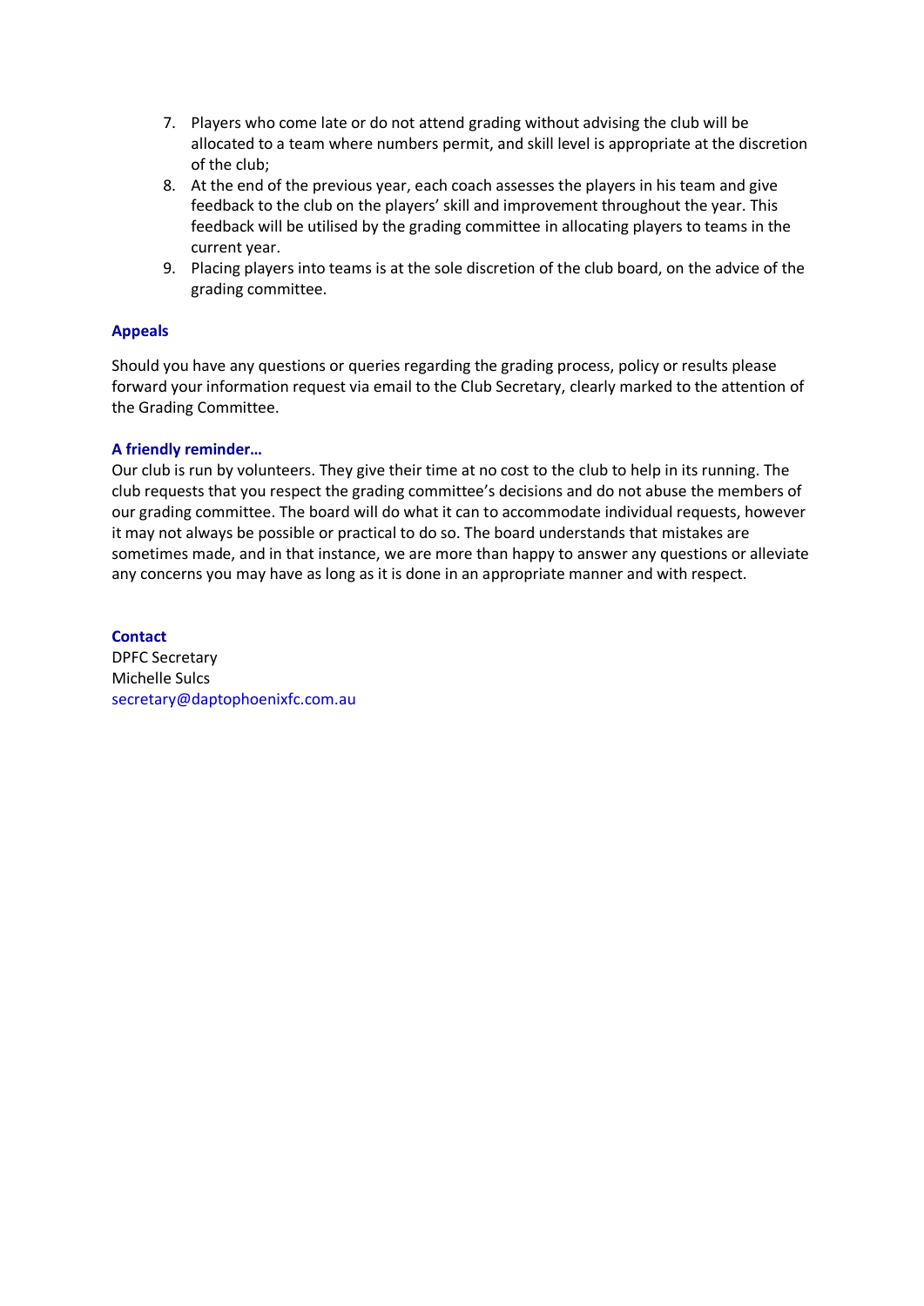7. Players who come late or do not attend grading without advising the club will be allocated to a team where numbers permit, and skill level is appropriate at the discretion of the club;
8. At the end of the previous year, each coach assesses the players in his team and give feedback to the club on the players' skill and improvement throughout the year. This feedback will be utilised by the grading committee in allocating players to teams in the current year.
9. Placing players into teams is at the sole discretion of the club board, on the advice of the grading committee.

**Appeals**

Should you have any questions or queries regarding the grading process, policy or results please forward your information request via email to the Club Secretary, clearly marked to the attention of the Grading Committee.

**A friendly reminder…**

Our club is run by volunteers. They give their time at no cost to the club to help in its running. The club requests that you respect the grading committee's decisions and do not abuse the members of our grading committee. The board will do what it can to accommodate individual requests, however it may not always be possible or practical to do so. The board understands that mistakes are sometimes made, and in that instance, we are more than happy to answer any questions or alleviate any concerns you may have as long as it is done in an appropriate manner and with respect.

**Contact**

DPFC Secretary
Michelle Sulcs
secretary@daptophoenixfc.com.au